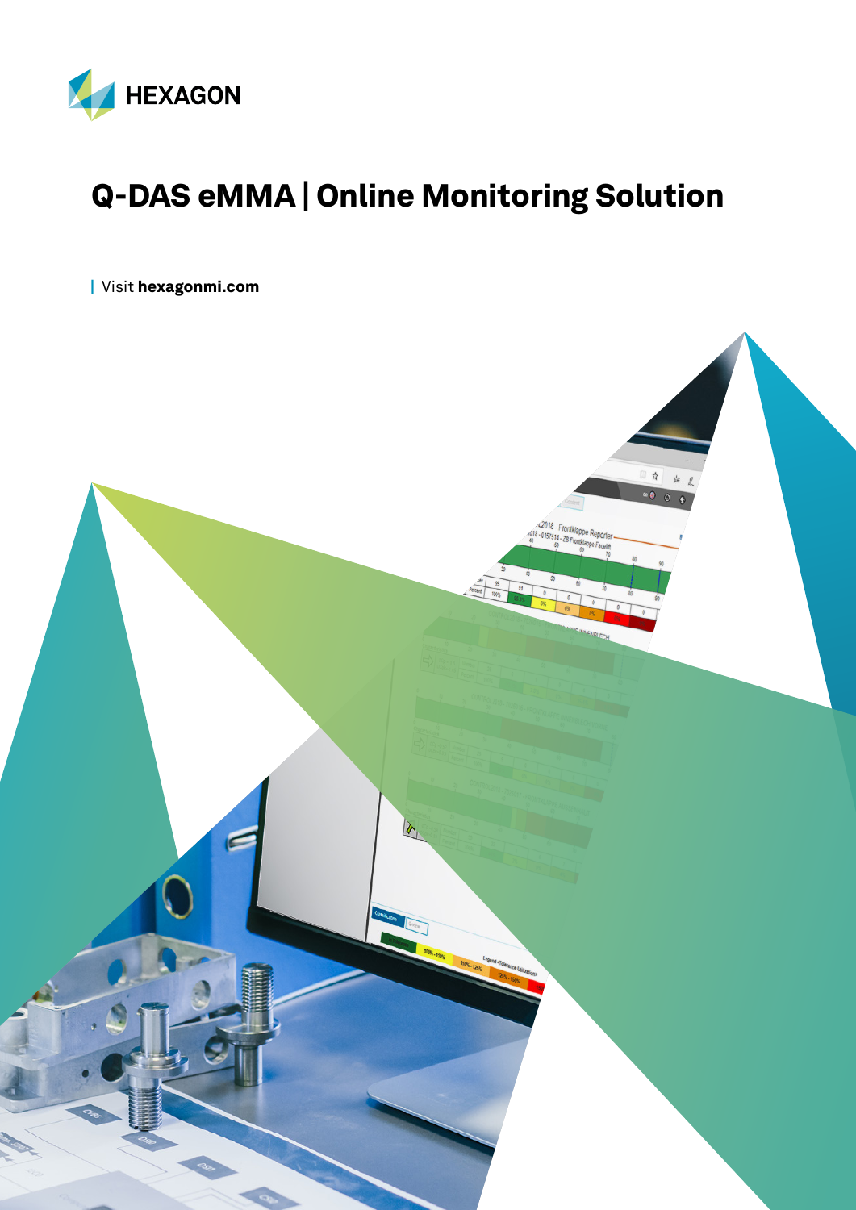HEXAGON

# Q-DAS eMMA | Online Monitoring Solution

| Visit **hexagonmi.com**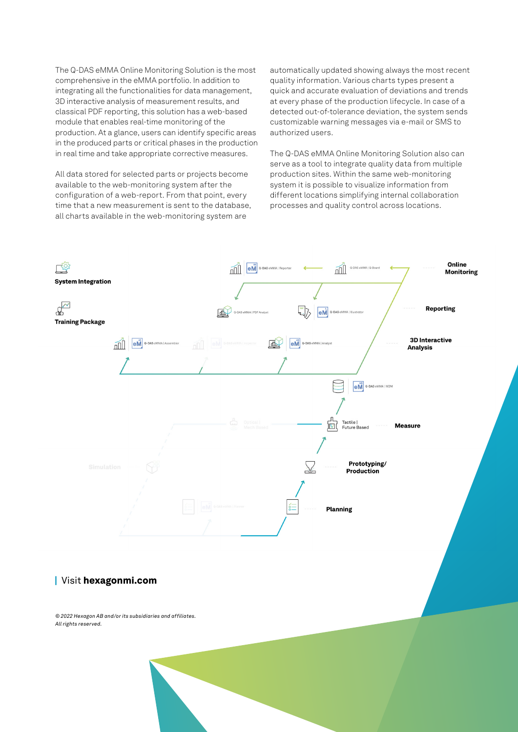The Q-DAS eMMA Online Monitoring Solution is the most comprehensive in the eMMA portfolio. In addition to integrating all the functionalities for data management, 3D interactive analysis of measurement results, and classical PDF reporting, this solution has a web-based module that enables real-time monitoring of the production. At a glance, users can identify specific areas in the produced parts or critical phases in the production in real time and take appropriate corrective measures.

All data stored for selected parts or projects become available to the web-monitoring system after the configuration of a web-report. From that point, every time that a new measurement is sent to the database, all charts available in the web-monitoring system are automatically updated showing always the most recent quality information. Various charts types present a quick and accurate evaluation of deviations and trends at every phase of the production lifecycle. In case of a detected out-of-tolerance deviation, the system sends customizable warning messages via e-mail or SMS to authorized users.

The Q-DAS eMMA Online Monitoring Solution also can serve as a tool to integrate quality data from multiple production sites. Within the same web-monitoring system it is possible to visualize information from different locations simplifying internal collaboration processes and quality control across locations.

System Integration

Training Package

Q-DAS eMMA | Reporter

Q-DAS eMMA | Q-Board

Online Monitoring

Q-DAS eMMA | PDF Analyst

Q-DAS eMMA | Illustrator

Reporting

Q-DAS eMMA | Assembler

Q-DAS eMMA | Inspector

Q-DAS eMMA | Analyst

3D Interactive Analysis

Q-DAS eMMA | MDM

Optical | Mech Based

Tactile | Future Based

Measure

Simulation

Prototyping/ Production

Q-DAS eMMA | Planner

Planning

| Visit **hexagonmi.com**

*© 2022 Hexagon AB and/or its subsidiaries and affiliates. All rights reserved.*